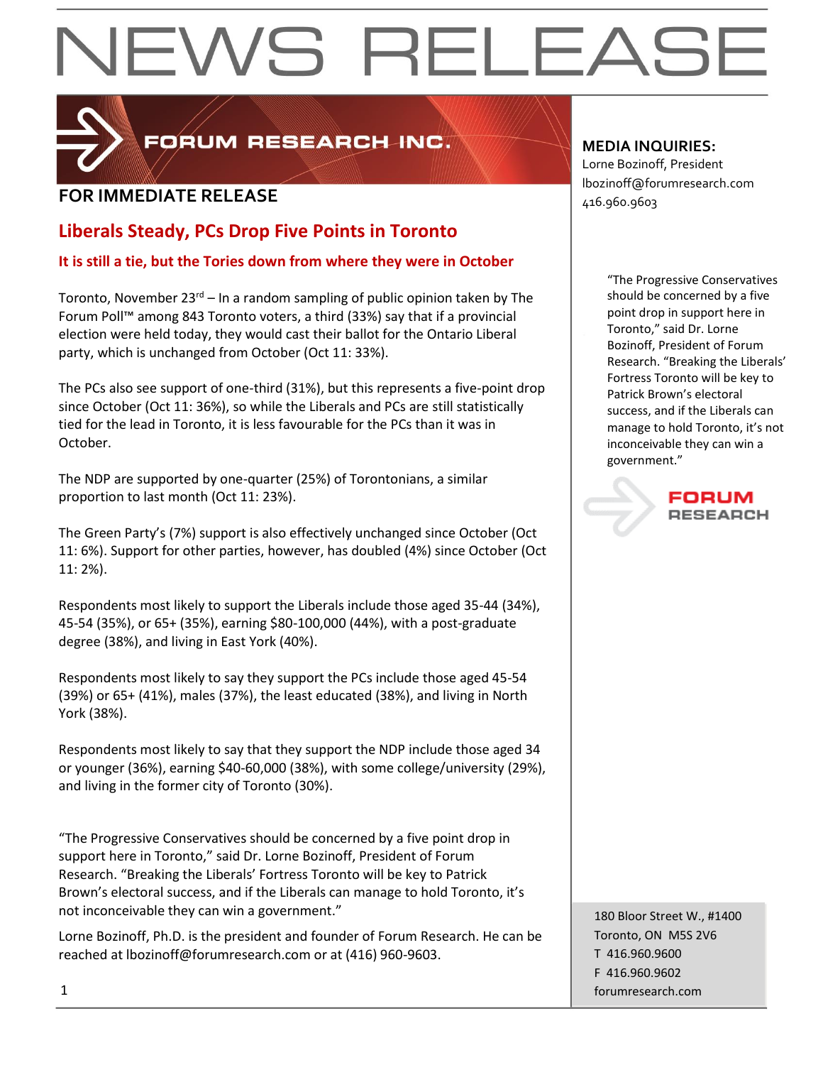# NEWS RELEASE

FORUM RESEARCH INC.

**FOR IMMEDIATE RELEASE**

**MEDIA INQUIRIES:**
Lorne Bozinoff, President
lbozinoff@forumresearch.com
416.960.9603

## Liberals Steady, PCs Drop Five Points in Toronto

### It is still a tie, but the Tories down from where they were in October

Toronto, November 23rd – In a random sampling of public opinion taken by The Forum Poll™ among 843 Toronto voters, a third (33%) say that if a provincial election were held today, they would cast their ballot for the Ontario Liberal party, which is unchanged from October (Oct 11: 33%).

The PCs also see support of one-third (31%), but this represents a five-point drop since October (Oct 11: 36%), so while the Liberals and PCs are still statistically tied for the lead in Toronto, it is less favourable for the PCs than it was in October.

The NDP are supported by one-quarter (25%) of Torontonians, a similar proportion to last month (Oct 11: 23%).

The Green Party's (7%) support is also effectively unchanged since October (Oct 11: 6%). Support for other parties, however, has doubled (4%) since October (Oct 11: 2%).

Respondents most likely to support the Liberals include those aged 35-44 (34%), 45-54 (35%), or 65+ (35%), earning $80-100,000 (44%), with a post-graduate degree (38%), and living in East York (40%).

Respondents most likely to say they support the PCs include those aged 45-54 (39%) or 65+ (41%), males (37%), the least educated (38%), and living in North York (38%).

Respondents most likely to say that they support the NDP include those aged 34 or younger (36%), earning $40-60,000 (38%), with some college/university (29%), and living in the former city of Toronto (30%).

"The Progressive Conservatives should be concerned by a five point drop in support here in Toronto," said Dr. Lorne Bozinoff, President of Forum Research. "Breaking the Liberals' Fortress Toronto will be key to Patrick Brown's electoral success, and if the Liberals can manage to hold Toronto, it's not inconceivable they can win a government."

Lorne Bozinoff, Ph.D. is the president and founder of Forum Research. He can be reached at lbozinoff@forumresearch.com or at (416) 960-9603.

"The Progressive Conservatives should be concerned by a five point drop in support here in Toronto," said Dr. Lorne Bozinoff, President of Forum Research. "Breaking the Liberals' Fortress Toronto will be key to Patrick Brown's electoral success, and if the Liberals can manage to hold Toronto, it's not inconceivable they can win a government."

FORUM RESEARCH

180 Bloor Street W., #1400
Toronto, ON M5S 2V6
T 416.960.9600
F 416.960.9602
forumresearch.com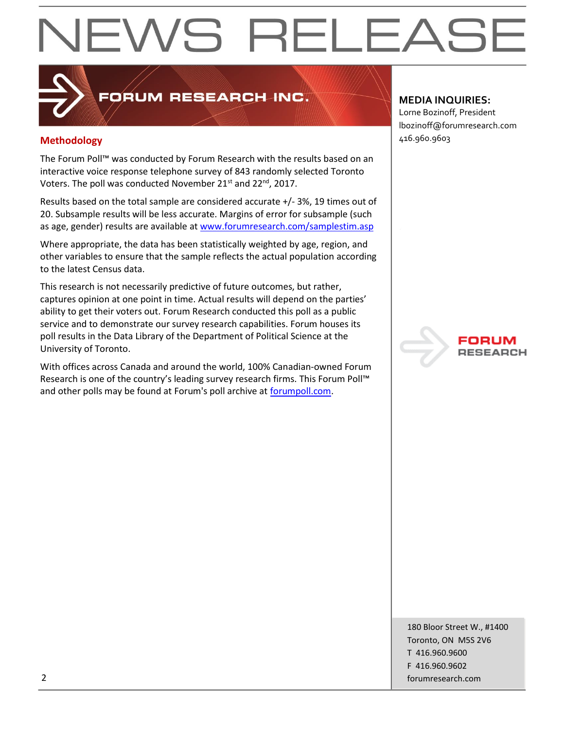# NEWS RELEASE

FORUM RESEARCH INC.

**MEDIA INQUIRIES:**
Lorne Bozinoff, President
lbozinoff@forumresearch.com
416.960.9603

## Methodology

The Forum Poll™ was conducted by Forum Research with the results based on an interactive voice response telephone survey of 843 randomly selected Toronto Voters. The poll was conducted November 21st and 22nd, 2017.

Results based on the total sample are considered accurate +/- 3%, 19 times out of 20. Subsample results will be less accurate. Margins of error for subsample (such as age, gender) results are available at www.forumresearch.com/samplestim.asp

Where appropriate, the data has been statistically weighted by age, region, and other variables to ensure that the sample reflects the actual population according to the latest Census data.

This research is not necessarily predictive of future outcomes, but rather, captures opinion at one point in time. Actual results will depend on the parties' ability to get their voters out. Forum Research conducted this poll as a public service and to demonstrate our survey research capabilities. Forum houses its poll results in the Data Library of the Department of Political Science at the University of Toronto.

With offices across Canada and around the world, 100% Canadian-owned Forum Research is one of the country's leading survey research firms. This Forum Poll™ and other polls may be found at Forum's poll archive at forumpoll.com.

180 Bloor Street W., #1400
Toronto, ON M5S 2V6
T 416.960.9600
F 416.960.9602
forumresearch.com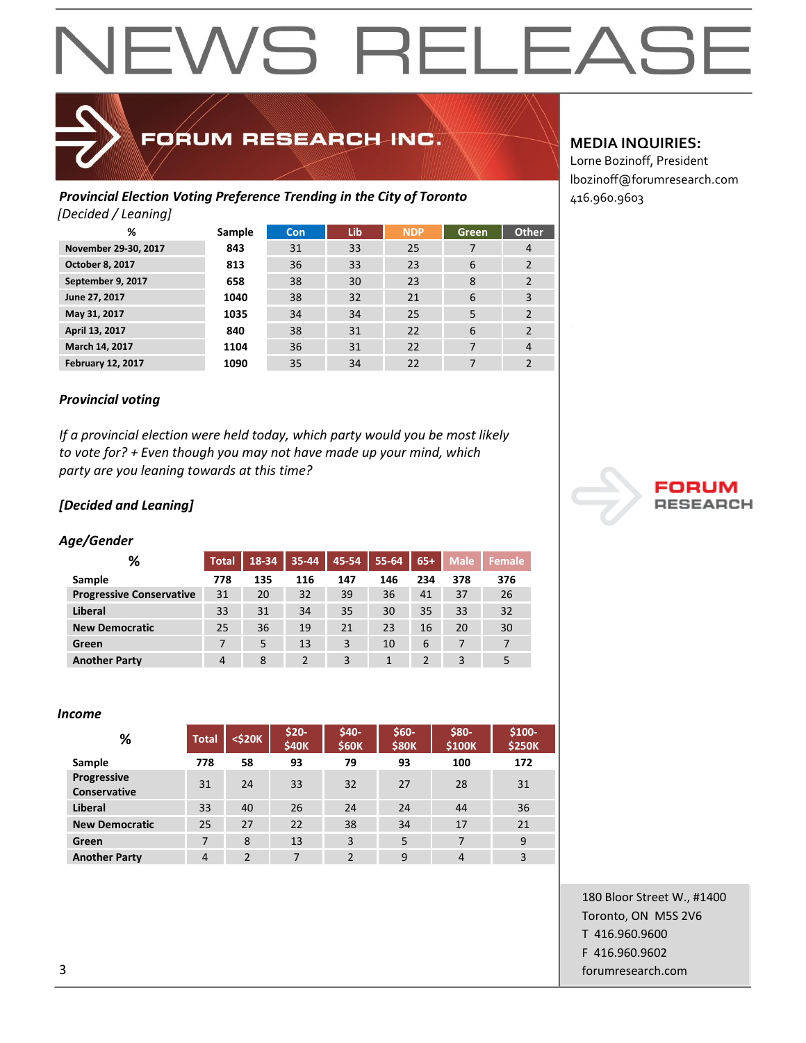# NEWS RELEASE

**FORUM RESEARCH INC.**

**MEDIA INQUIRIES:**
Lorne Bozinoff, President
lbozinoff@forumresearch.com
416.960.9603

***Provincial Election Voting Preference Trending in the City of Toronto***
*[Decided / Leaning]*

| % | Sample | Con | Lib | NDP | Green | Other |
|---|---|---|---|---|---|---|
| **November 29-30, 2017** | **843** | 31 | 33 | 25 | 7 | 4 |
| **October 8, 2017** | **813** | 36 | 33 | 23 | 6 | 2 |
| **September 9, 2017** | **658** | 38 | 30 | 23 | 8 | 2 |
| **June 27, 2017** | **1040** | 38 | 32 | 21 | 6 | 3 |
| **May 31, 2017** | **1035** | 34 | 34 | 25 | 5 | 2 |
| **April 13, 2017** | **840** | 38 | 31 | 22 | 6 | 2 |
| **March 14, 2017** | **1104** | 36 | 31 | 22 | 7 | 4 |
| **February 12, 2017** | **1090** | 35 | 34 | 22 | 7 | 2 |

***Provincial voting***

*If a provincial election were held today, which party would you be most likely to vote for? + Even though you may not have made up your mind, which party are you leaning towards at this time?*

***[Decided and Leaning]***

***Age/Gender***

| % | Total | 18-34 | 35-44 | 45-54 | 55-64 | 65+ | Male | Female |
|---|---|---|---|---|---|---|---|---|
| **Sample** | **778** | **135** | **116** | **147** | **146** | **234** | **378** | **376** |
| **Progressive Conservative** | 31 | 20 | 32 | 39 | 36 | 41 | 37 | 26 |
| **Liberal** | 33 | 31 | 34 | 35 | 30 | 35 | 33 | 32 |
| **New Democratic** | 25 | 36 | 19 | 21 | 23 | 16 | 20 | 30 |
| **Green** | 7 | 5 | 13 | 3 | 10 | 6 | 7 | 7 |
| **Another Party** | 4 | 8 | 2 | 3 | 1 | 2 | 3 | 5 |

***Income***

| % | Total | <$20K | $20-$40K | $40-$60K | $60-$80K | $80-$100K | $100-$250K |
|---|---|---|---|---|---|---|---|
| **Sample** | **778** | **58** | **93** | **79** | **93** | **100** | **172** |
| **Progressive Conservative** | 31 | 24 | 33 | 32 | 27 | 28 | 31 |
| **Liberal** | 33 | 40 | 26 | 24 | 24 | 44 | 36 |
| **New Democratic** | 25 | 27 | 22 | 38 | 34 | 17 | 21 |
| **Green** | 7 | 8 | 13 | 3 | 5 | 7 | 9 |
| **Another Party** | 4 | 2 | 7 | 2 | 9 | 4 | 3 |

180 Bloor Street W., #1400
Toronto, ON M5S 2V6
T 416.960.9600
F 416.960.9602
forumresearch.com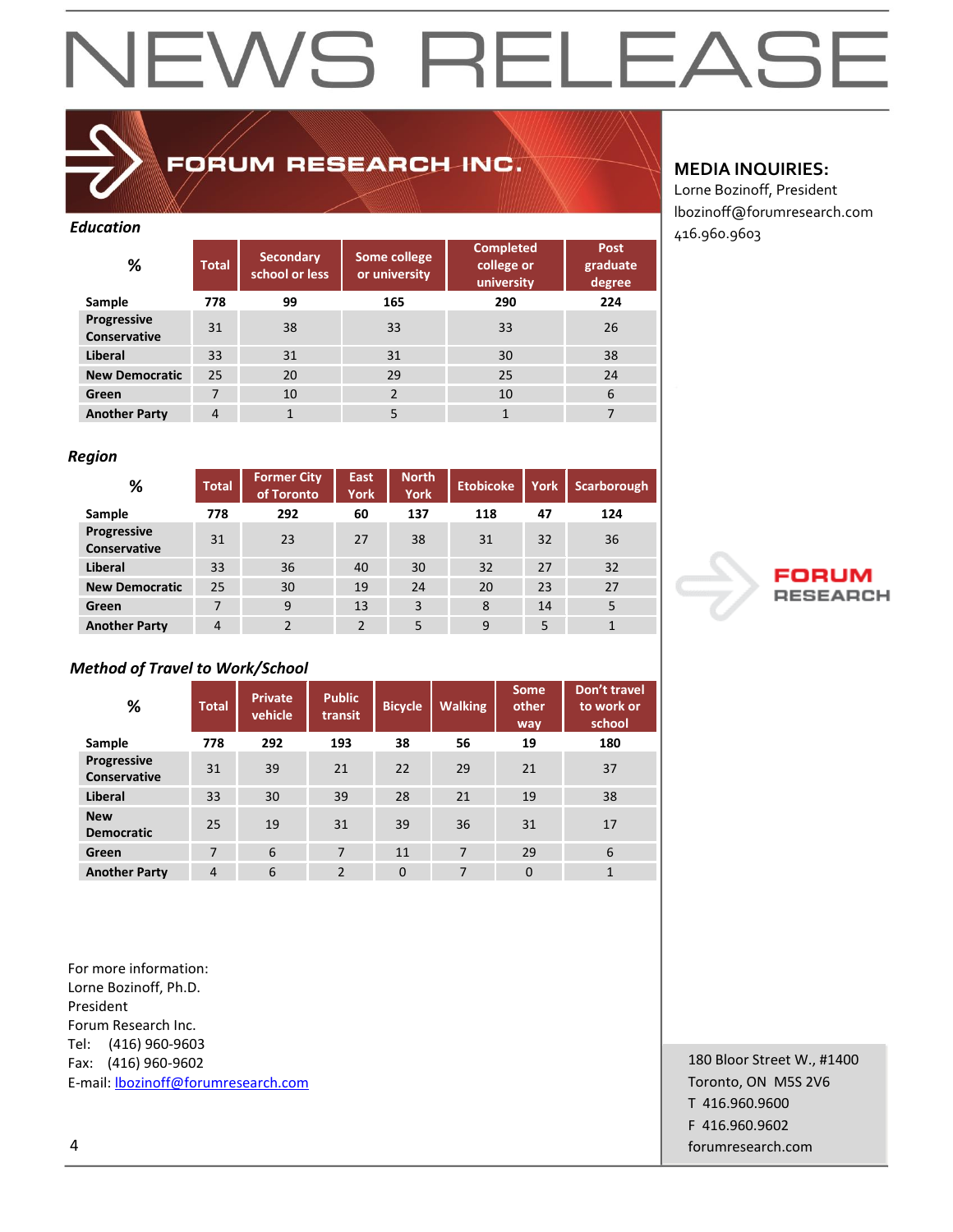# NEWS RELEASE

FORUM RESEARCH INC.

**MEDIA INQUIRIES:**
Lorne Bozinoff, President
lbozinoff@forumresearch.com
416.960.9603

***Education***

| % | Total | Secondary school or less | Some college or university | Completed college or university | Post graduate degree |
|---|---|---|---|---|---|
| **Sample** | **778** | **99** | **165** | **290** | **224** |
| **Progressive Conservative** | 31 | 38 | 33 | 33 | 26 |
| **Liberal** | 33 | 31 | 31 | 30 | 38 |
| **New Democratic** | 25 | 20 | 29 | 25 | 24 |
| **Green** | 7 | 10 | 2 | 10 | 6 |
| **Another Party** | 4 | 1 | 5 | 1 | 7 |

***Region***

| % | Total | Former City of Toronto | East York | North York | Etobicoke | York | Scarborough |
|---|---|---|---|---|---|---|---|
| **Sample** | **778** | **292** | **60** | **137** | **118** | **47** | **124** |
| **Progressive Conservative** | 31 | 23 | 27 | 38 | 31 | 32 | 36 |
| **Liberal** | 33 | 36 | 40 | 30 | 32 | 27 | 32 |
| **New Democratic** | 25 | 30 | 19 | 24 | 20 | 23 | 27 |
| **Green** | 7 | 9 | 13 | 3 | 8 | 14 | 5 |
| **Another Party** | 4 | 2 | 2 | 5 | 9 | 5 | 1 |

***Method of Travel to Work/School***

| % | Total | Private vehicle | Public transit | Bicycle | Walking | Some other way | Don't travel to work or school |
|---|---|---|---|---|---|---|---|
| **Sample** | **778** | **292** | **193** | **38** | **56** | **19** | **180** |
| **Progressive Conservative** | 31 | 39 | 21 | 22 | 29 | 21 | 37 |
| **Liberal** | 33 | 30 | 39 | 28 | 21 | 19 | 38 |
| **New Democratic** | 25 | 19 | 31 | 39 | 36 | 31 | 17 |
| **Green** | 7 | 6 | 7 | 11 | 7 | 29 | 6 |
| **Another Party** | 4 | 6 | 2 | 0 | 7 | 0 | 1 |

For more information:
Lorne Bozinoff, Ph.D.
President
Forum Research Inc.
Tel: (416) 960-9603
Fax: (416) 960-9602
E-mail: lbozinoff@forumresearch.com

FORUM RESEARCH

180 Bloor Street W., #1400
Toronto, ON M5S 2V6
T 416.960.9600
F 416.960.9602
forumresearch.com